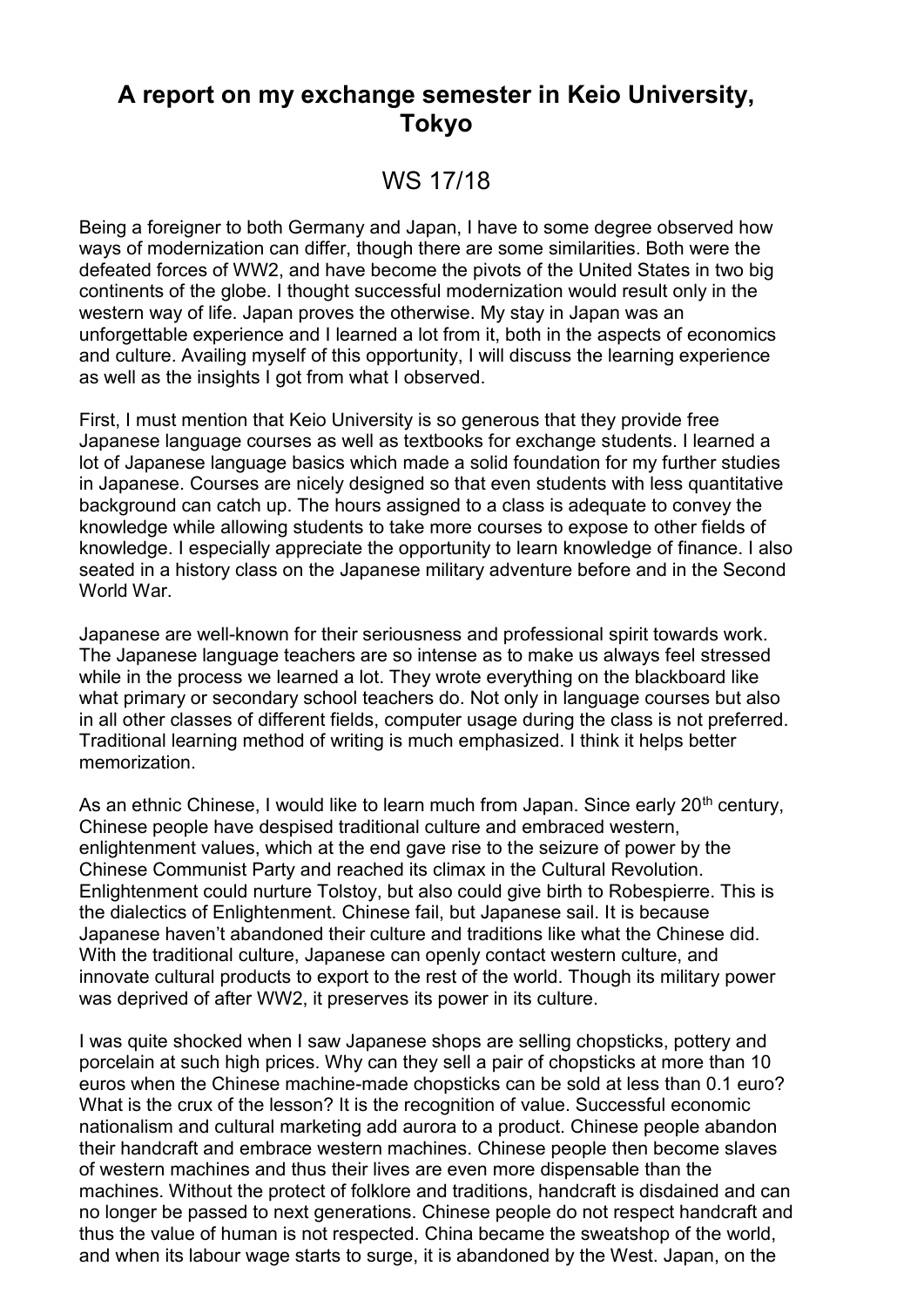# A report on my exchange semester in Keio University, Tokyo

## WS 17/18

Being a foreigner to both Germany and Japan, I have to some degree observed how ways of modernization can differ, though there are some similarities. Both were the defeated forces of WW2, and have become the pivots of the United States in two big continents of the globe. I thought successful modernization would result only in the western way of life. Japan proves the otherwise. My stay in Japan was an unforgettable experience and I learned a lot from it, both in the aspects of economics and culture. Availing myself of this opportunity, I will discuss the learning experience as well as the insights I got from what I observed.

First, I must mention that Keio University is so generous that they provide free Japanese language courses as well as textbooks for exchange students. I learned a lot of Japanese language basics which made a solid foundation for my further studies in Japanese. Courses are nicely designed so that even students with less quantitative background can catch up. The hours assigned to a class is adequate to convey the knowledge while allowing students to take more courses to expose to other fields of knowledge. I especially appreciate the opportunity to learn knowledge of finance. I also seated in a history class on the Japanese military adventure before and in the Second World War.

Japanese are well-known for their seriousness and professional spirit towards work. The Japanese language teachers are so intense as to make us always feel stressed while in the process we learned a lot. They wrote everything on the blackboard like what primary or secondary school teachers do. Not only in language courses but also in all other classes of different fields, computer usage during the class is not preferred. Traditional learning method of writing is much emphasized. I think it helps better memorization.

As an ethnic Chinese, I would like to learn much from Japan. Since early 20th century, Chinese people have despised traditional culture and embraced western, enlightenment values, which at the end gave rise to the seizure of power by the Chinese Communist Party and reached its climax in the Cultural Revolution. Enlightenment could nurture Tolstoy, but also could give birth to Robespierre. This is the dialectics of Enlightenment. Chinese fail, but Japanese sail. It is because Japanese haven't abandoned their culture and traditions like what the Chinese did. With the traditional culture, Japanese can openly contact western culture, and innovate cultural products to export to the rest of the world. Though its military power was deprived of after WW2, it preserves its power in its culture.

I was quite shocked when I saw Japanese shops are selling chopsticks, pottery and porcelain at such high prices. Why can they sell a pair of chopsticks at more than 10 euros when the Chinese machine-made chopsticks can be sold at less than 0.1 euro? What is the crux of the lesson? It is the recognition of value. Successful economic nationalism and cultural marketing add aurora to a product. Chinese people abandon their handcraft and embrace western machines. Chinese people then become slaves of western machines and thus their lives are even more dispensable than the machines. Without the protect of folklore and traditions, handcraft is disdained and can no longer be passed to next generations. Chinese people do not respect handcraft and thus the value of human is not respected. China became the sweatshop of the world, and when its labour wage starts to surge, it is abandoned by the West. Japan, on the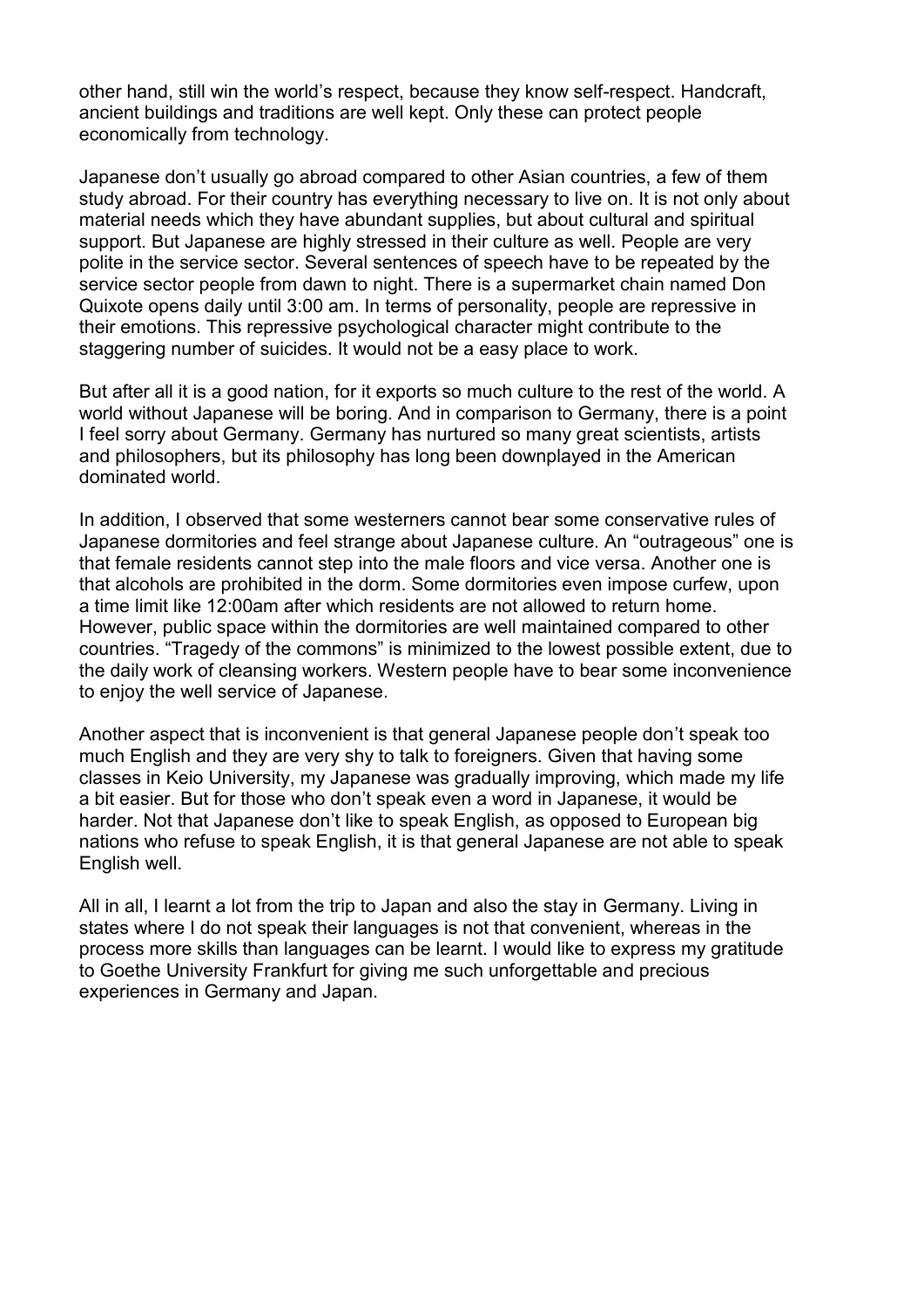other hand, still win the world's respect, because they know self-respect. Handcraft, ancient buildings and traditions are well kept. Only these can protect people economically from technology.

Japanese don't usually go abroad compared to other Asian countries, a few of them study abroad. For their country has everything necessary to live on. It is not only about material needs which they have abundant supplies, but about cultural and spiritual support. But Japanese are highly stressed in their culture as well. People are very polite in the service sector. Several sentences of speech have to be repeated by the service sector people from dawn to night. There is a supermarket chain named Don Quixote opens daily until 3:00 am. In terms of personality, people are repressive in their emotions. This repressive psychological character might contribute to the staggering number of suicides. It would not be a easy place to work.

But after all it is a good nation, for it exports so much culture to the rest of the world. A world without Japanese will be boring. And in comparison to Germany, there is a point I feel sorry about Germany. Germany has nurtured so many great scientists, artists and philosophers, but its philosophy has long been downplayed in the American dominated world.

In addition, I observed that some westerners cannot bear some conservative rules of Japanese dormitories and feel strange about Japanese culture. An "outrageous" one is that female residents cannot step into the male floors and vice versa. Another one is that alcohols are prohibited in the dorm. Some dormitories even impose curfew, upon a time limit like 12:00am after which residents are not allowed to return home. However, public space within the dormitories are well maintained compared to other countries. "Tragedy of the commons" is minimized to the lowest possible extent, due to the daily work of cleansing workers. Western people have to bear some inconvenience to enjoy the well service of Japanese.

Another aspect that is inconvenient is that general Japanese people don't speak too much English and they are very shy to talk to foreigners. Given that having some classes in Keio University, my Japanese was gradually improving, which made my life a bit easier. But for those who don't speak even a word in Japanese, it would be harder. Not that Japanese don't like to speak English, as opposed to European big nations who refuse to speak English, it is that general Japanese are not able to speak English well.

All in all, I learnt a lot from the trip to Japan and also the stay in Germany. Living in states where I do not speak their languages is not that convenient, whereas in the process more skills than languages can be learnt. I would like to express my gratitude to Goethe University Frankfurt for giving me such unforgettable and precious experiences in Germany and Japan.